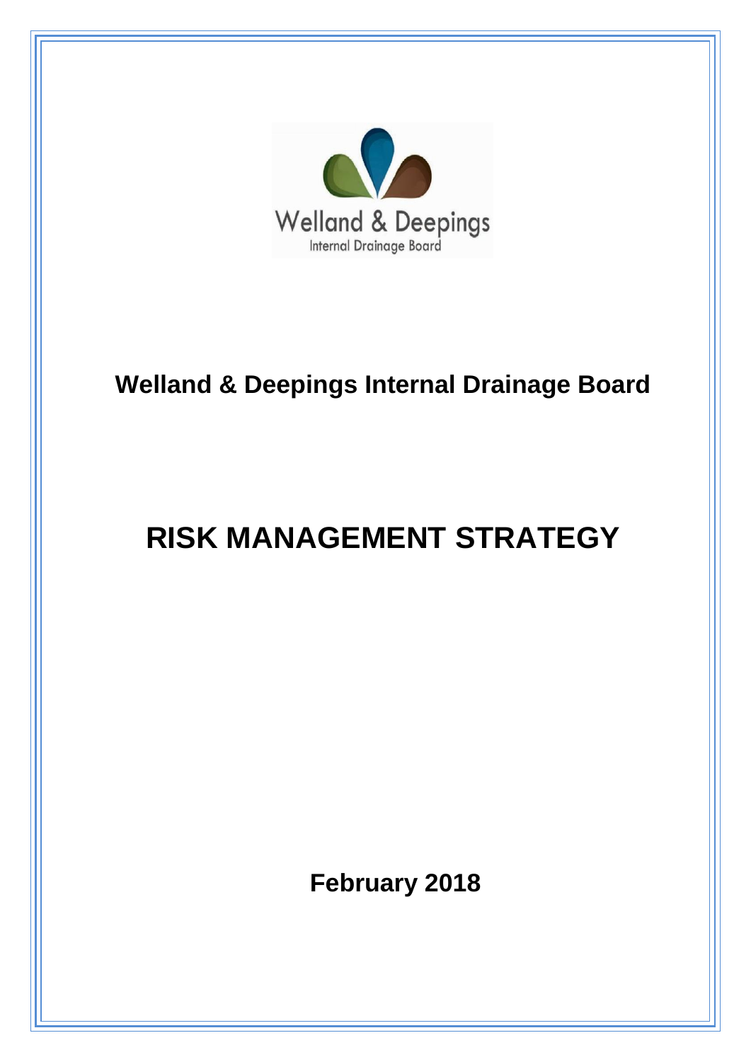Welland & Deepings
Internal Drainage Board

**Welland & Deepings Internal Drainage Board**

# RISK MANAGEMENT STRATEGY

**February 2018**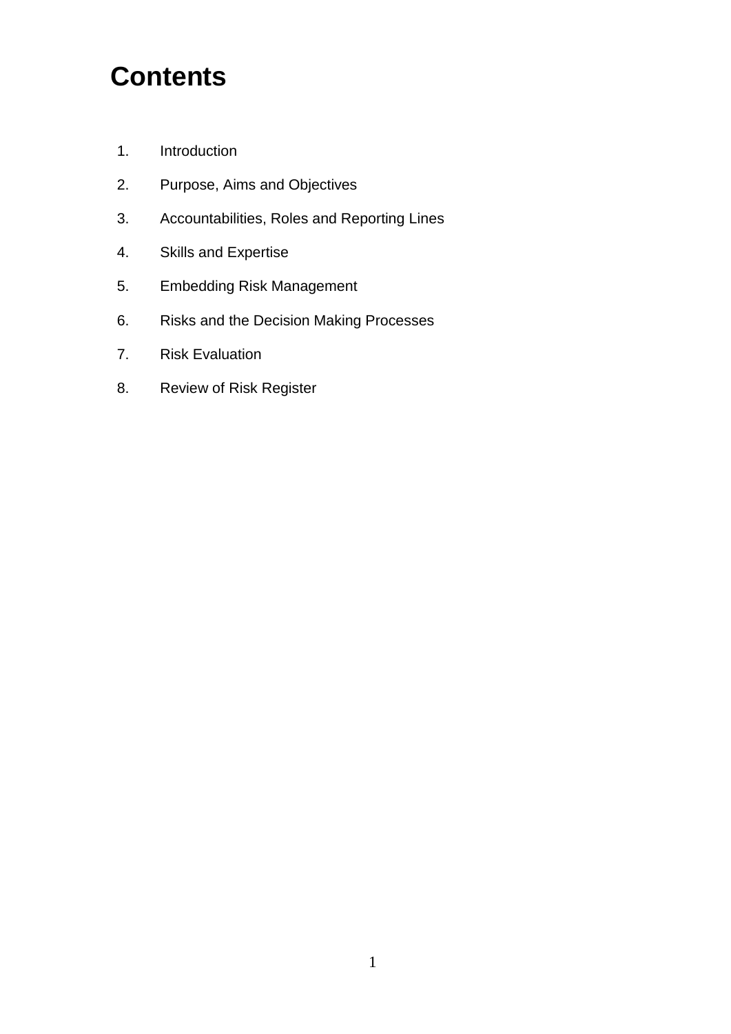# Contents

1. Introduction
2. Purpose, Aims and Objectives
3. Accountabilities, Roles and Reporting Lines
4. Skills and Expertise
5. Embedding Risk Management
6. Risks and the Decision Making Processes
7. Risk Evaluation
8. Review of Risk Register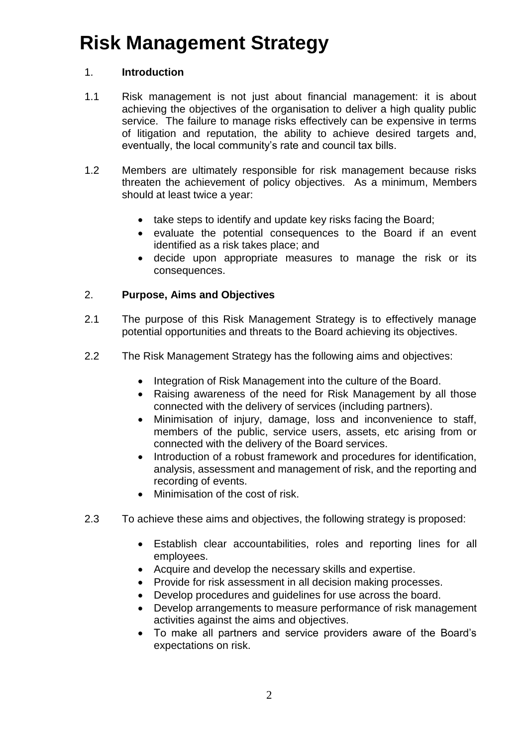# Risk Management Strategy

## 1. Introduction

1.1 Risk management is not just about financial management: it is about achieving the objectives of the organisation to deliver a high quality public service. The failure to manage risks effectively can be expensive in terms of litigation and reputation, the ability to achieve desired targets and, eventually, the local community's rate and council tax bills.

1.2 Members are ultimately responsible for risk management because risks threaten the achievement of policy objectives. As a minimum, Members should at least twice a year:

- take steps to identify and update key risks facing the Board;
- evaluate the potential consequences to the Board if an event identified as a risk takes place; and
- decide upon appropriate measures to manage the risk or its consequences.

## 2. Purpose, Aims and Objectives

2.1 The purpose of this Risk Management Strategy is to effectively manage potential opportunities and threats to the Board achieving its objectives.

2.2 The Risk Management Strategy has the following aims and objectives:

- Integration of Risk Management into the culture of the Board.
- Raising awareness of the need for Risk Management by all those connected with the delivery of services (including partners).
- Minimisation of injury, damage, loss and inconvenience to staff, members of the public, service users, assets, etc arising from or connected with the delivery of the Board services.
- Introduction of a robust framework and procedures for identification, analysis, assessment and management of risk, and the reporting and recording of events.
- Minimisation of the cost of risk.

2.3 To achieve these aims and objectives, the following strategy is proposed:

- Establish clear accountabilities, roles and reporting lines for all employees.
- Acquire and develop the necessary skills and expertise.
- Provide for risk assessment in all decision making processes.
- Develop procedures and guidelines for use across the board.
- Develop arrangements to measure performance of risk management activities against the aims and objectives.
- To make all partners and service providers aware of the Board's expectations on risk.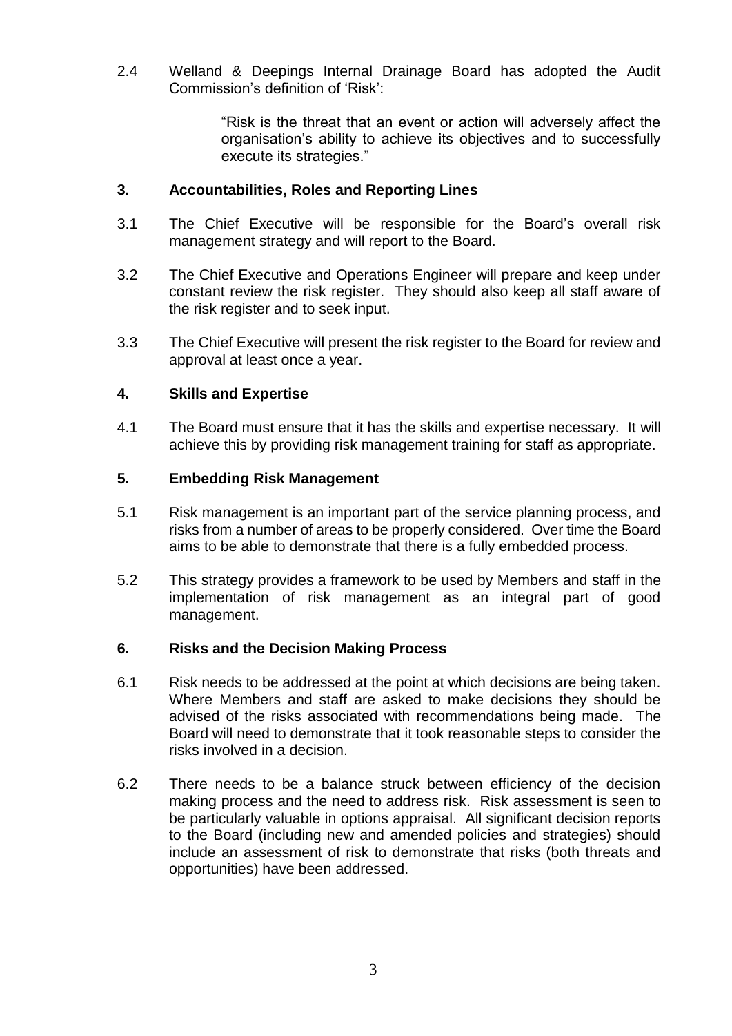2.4 Welland & Deepings Internal Drainage Board has adopted the Audit Commission's definition of 'Risk':

> "Risk is the threat that an event or action will adversely affect the organisation's ability to achieve its objectives and to successfully execute its strategies."

## 3. Accountabilities, Roles and Reporting Lines

3.1 The Chief Executive will be responsible for the Board's overall risk management strategy and will report to the Board.

3.2 The Chief Executive and Operations Engineer will prepare and keep under constant review the risk register. They should also keep all staff aware of the risk register and to seek input.

3.3 The Chief Executive will present the risk register to the Board for review and approval at least once a year.

## 4. Skills and Expertise

4.1 The Board must ensure that it has the skills and expertise necessary. It will achieve this by providing risk management training for staff as appropriate.

## 5. Embedding Risk Management

5.1 Risk management is an important part of the service planning process, and risks from a number of areas to be properly considered. Over time the Board aims to be able to demonstrate that there is a fully embedded process.

5.2 This strategy provides a framework to be used by Members and staff in the implementation of risk management as an integral part of good management.

## 6. Risks and the Decision Making Process

6.1 Risk needs to be addressed at the point at which decisions are being taken. Where Members and staff are asked to make decisions they should be advised of the risks associated with recommendations being made. The Board will need to demonstrate that it took reasonable steps to consider the risks involved in a decision.

6.2 There needs to be a balance struck between efficiency of the decision making process and the need to address risk. Risk assessment is seen to be particularly valuable in options appraisal. All significant decision reports to the Board (including new and amended policies and strategies) should include an assessment of risk to demonstrate that risks (both threats and opportunities) have been addressed.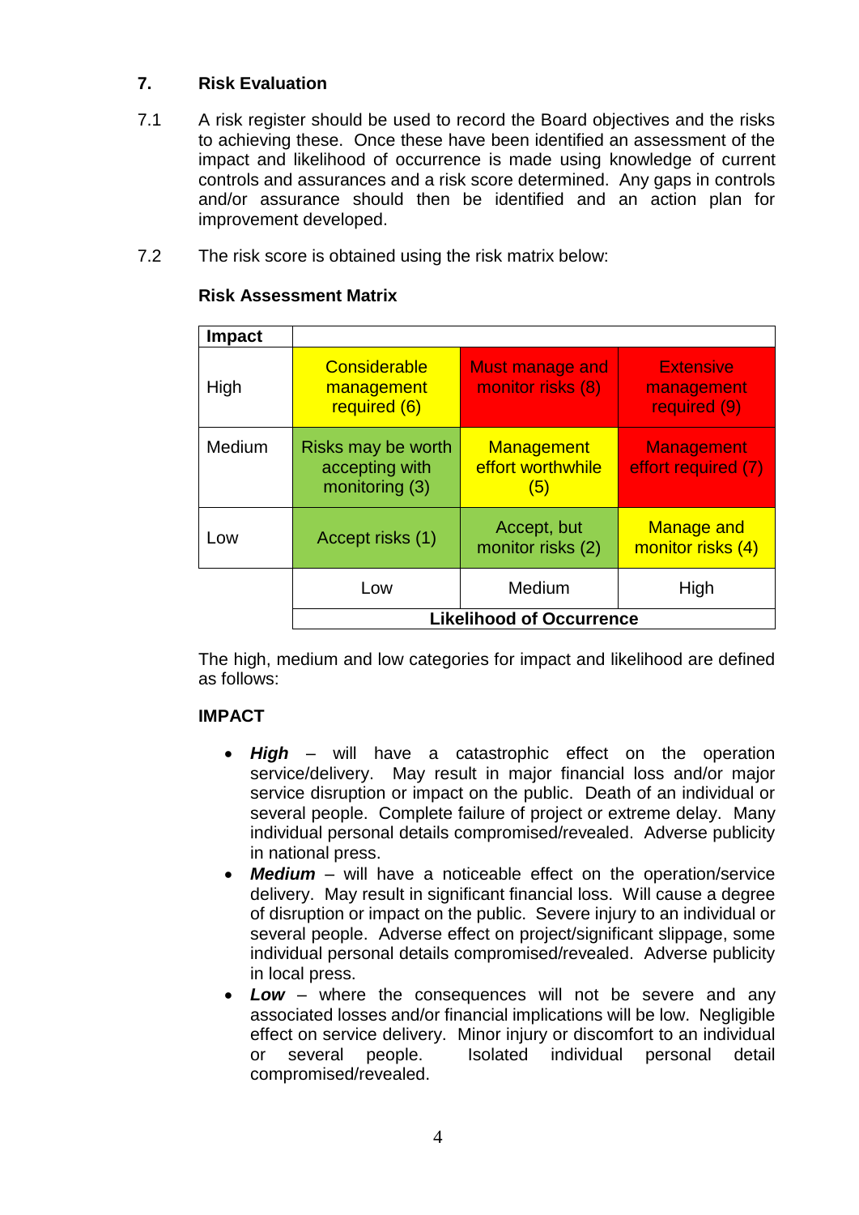## 7. Risk Evaluation

7.1 A risk register should be used to record the Board objectives and the risks to achieving these. Once these have been identified an assessment of the impact and likelihood of occurrence is made using knowledge of current controls and assurances and a risk score determined. Any gaps in controls and/or assurance should then be identified and an action plan for improvement developed.

7.2 The risk score is obtained using the risk matrix below:

**Risk Assessment Matrix**

| **Impact** | | | |
|---|---|---|---|
| High | Considerable management required (6) | Must manage and monitor risks (8) | Extensive management required (9) |
| Medium | Risks may be worth accepting with monitoring (3) | Management effort worthwhile (5) | Management effort required (7) |
| Low | Accept risks (1) | Accept, but monitor risks (2) | Manage and monitor risks (4) |
| | Low | Medium | High |
| | **Likelihood of Occurrence** | | |

The high, medium and low categories for impact and likelihood are defined as follows:

**IMPACT**

- ***High*** – will have a catastrophic effect on the operation service/delivery. May result in major financial loss and/or major service disruption or impact on the public. Death of an individual or several people. Complete failure of project or extreme delay. Many individual personal details compromised/revealed. Adverse publicity in national press.
- ***Medium*** – will have a noticeable effect on the operation/service delivery. May result in significant financial loss. Will cause a degree of disruption or impact on the public. Severe injury to an individual or several people. Adverse effect on project/significant slippage, some individual personal details compromised/revealed. Adverse publicity in local press.
- ***Low*** – where the consequences will not be severe and any associated losses and/or financial implications will be low. Negligible effect on service delivery. Minor injury or discomfort to an individual or several people. Isolated individual personal detail compromised/revealed.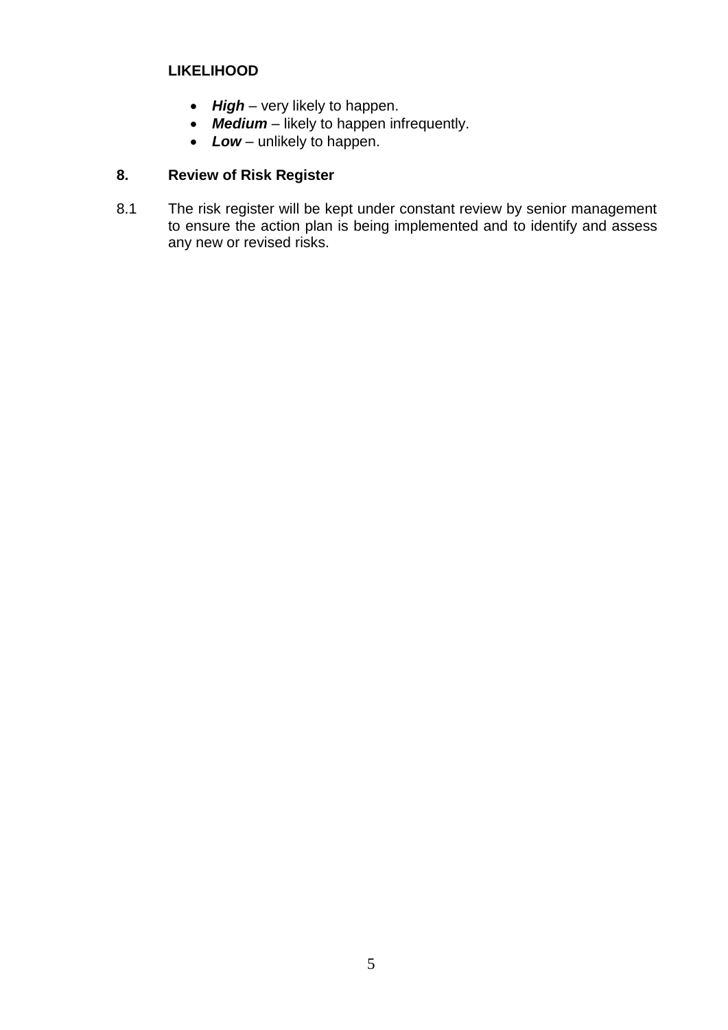**LIKELIHOOD**

- ***High*** – very likely to happen.
- ***Medium*** – likely to happen infrequently.
- ***Low*** – unlikely to happen.

## 8. Review of Risk Register

8.1 The risk register will be kept under constant review by senior management to ensure the action plan is being implemented and to identify and assess any new or revised risks.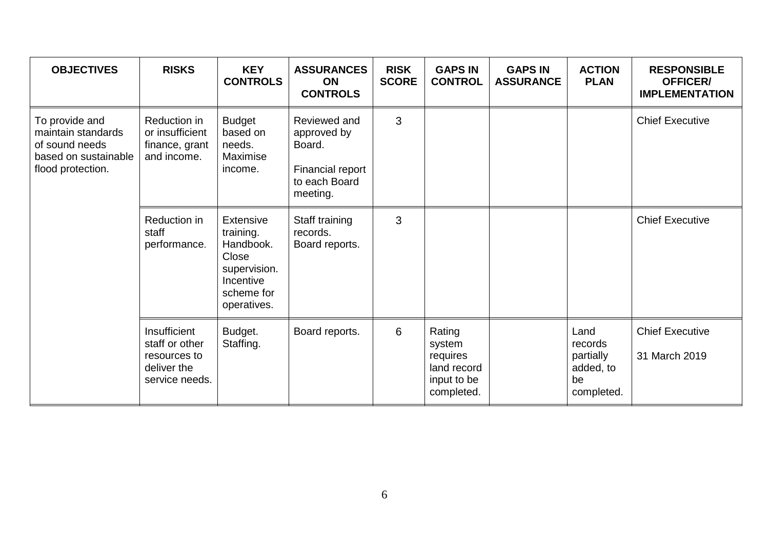| OBJECTIVES | RISKS | KEY CONTROLS | ASSURANCES ON CONTROLS | RISK SCORE | GAPS IN CONTROL | GAPS IN ASSURANCE | ACTION PLAN | RESPONSIBLE OFFICER/ IMPLEMENTATION |
|---|---|---|---|---|---|---|---|---|
| To provide and maintain standards of sound needs based on sustainable flood protection. | Reduction in or insufficient finance, grant and income. | Budget based on needs. Maximise income. | Reviewed and approved by Board. Financial report to each Board meeting. | 3 | | | | Chief Executive |
| | Reduction in staff performance. | Extensive training. Handbook. Close supervision. Incentive scheme for operatives. | Staff training records. Board reports. | 3 | | | | Chief Executive |
| | Insufficient staff or other resources to deliver the service needs. | Budget. Staffing. | Board reports. | 6 | Rating system requires land record input to be completed. | | Land records partially added, to be completed. | Chief Executive 31 March 2019 |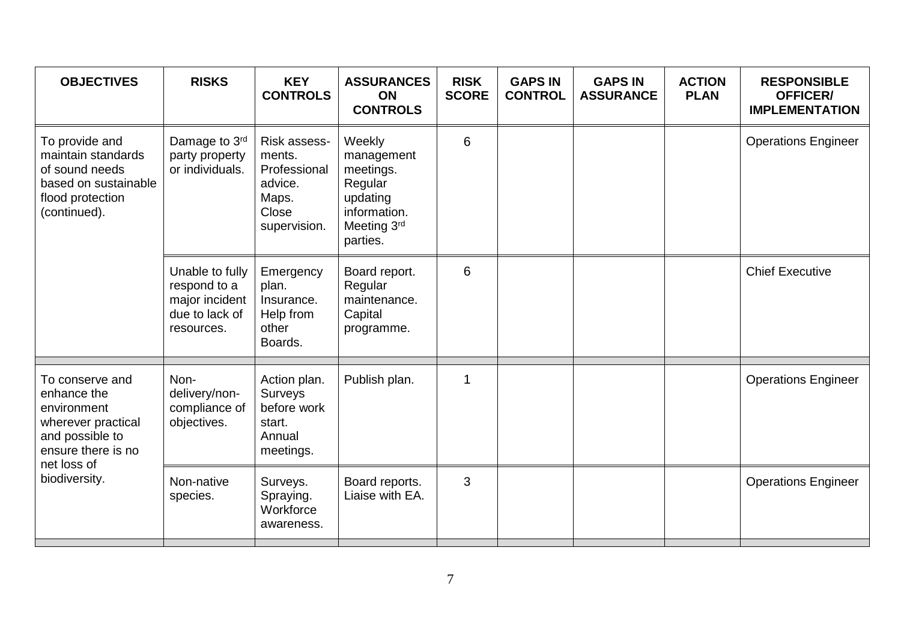| OBJECTIVES | RISKS | KEY CONTROLS | ASSURANCES ON CONTROLS | RISK SCORE | GAPS IN CONTROL | GAPS IN ASSURANCE | ACTION PLAN | RESPONSIBLE OFFICER/ IMPLEMENTATION |
| --- | --- | --- | --- | --- | --- | --- | --- | --- |
| To provide and maintain standards of sound needs based on sustainable flood protection (continued). | Damage to 3rd party property or individuals. | Risk assess-ments. Professional advice. Maps. Close supervision. | Weekly management meetings. Regular updating information. Meeting 3rd parties. | 6 | | | | Operations Engineer |
| | Unable to fully respond to a major incident due to lack of resources. | Emergency plan. Insurance. Help from other Boards. | Board report. Regular maintenance. Capital programme. | 6 | | | | Chief Executive |
| To conserve and enhance the environment wherever practical and possible to ensure there is no net loss of biodiversity. | Non-delivery/non-compliance of objectives. | Action plan. Surveys before work start. Annual meetings. | Publish plan. | 1 | | | | Operations Engineer |
| | Non-native species. | Surveys. Spraying. Workforce awareness. | Board reports. Liaise with EA. | 3 | | | | Operations Engineer |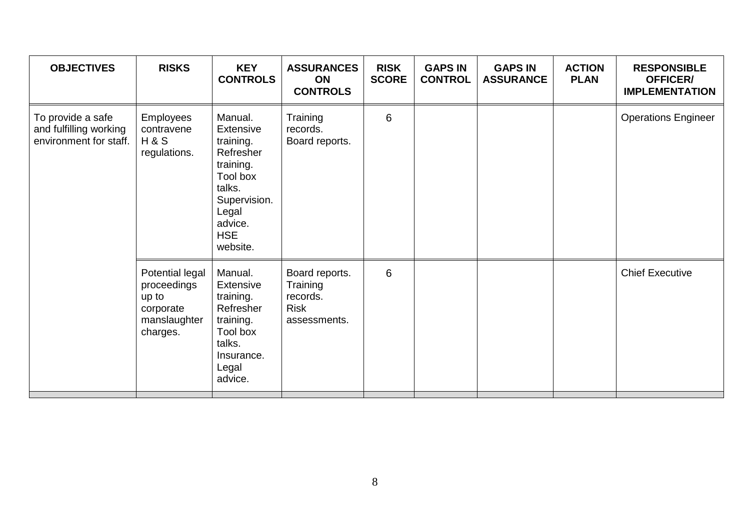| OBJECTIVES | RISKS | KEY CONTROLS | ASSURANCES ON CONTROLS | RISK SCORE | GAPS IN CONTROL | GAPS IN ASSURANCE | ACTION PLAN | RESPONSIBLE OFFICER/ IMPLEMENTATION |
|---|---|---|---|---|---|---|---|---|
| To provide a safe and fulfilling working environment for staff. | Employees contravene H & S regulations. | Manual. Extensive training. Refresher training. Tool box talks. Supervision. Legal advice. HSE website. | Training records. Board reports. | 6 | | | | Operations Engineer |
| | Potential legal proceedings up to corporate manslaughter charges. | Manual. Extensive training. Refresher training. Tool box talks. Insurance. Legal advice. | Board reports. Training records. Risk assessments. | 6 | | | | Chief Executive |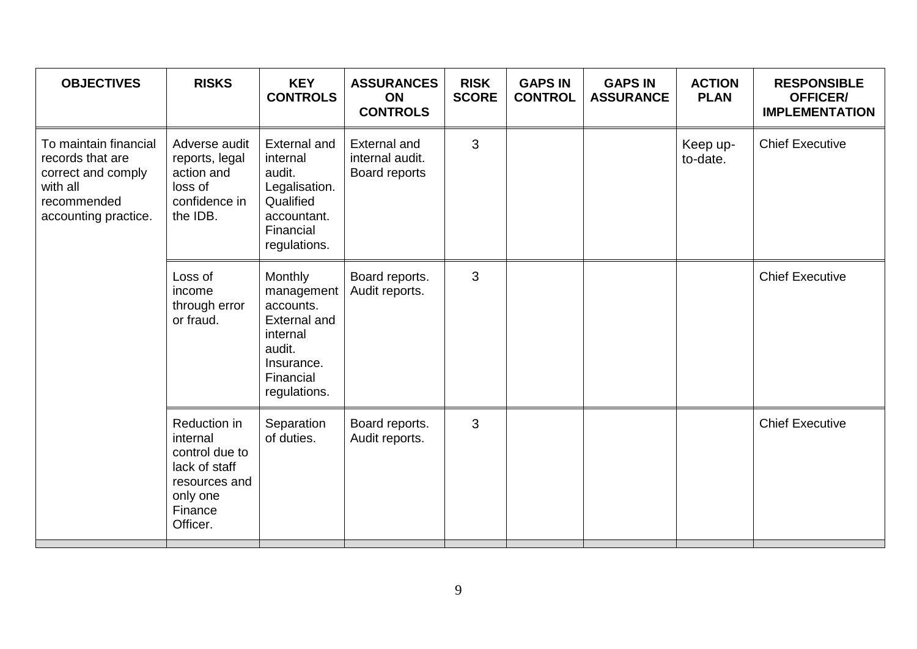| OBJECTIVES | RISKS | KEY CONTROLS | ASSURANCES ON CONTROLS | RISK SCORE | GAPS IN CONTROL | GAPS IN ASSURANCE | ACTION PLAN | RESPONSIBLE OFFICER/ IMPLEMENTATION |
|---|---|---|---|---|---|---|---|---|
| To maintain financial records that are correct and comply with all recommended accounting practice. | Adverse audit reports, legal action and loss of confidence in the IDB. | External and internal audit. Legalisation. Qualified accountant. Financial regulations. | External and internal audit. Board reports | 3 | | | Keep up-to-date. | Chief Executive |
| | Loss of income through error or fraud. | Monthly management accounts. External and internal audit. Insurance. Financial regulations. | Board reports. Audit reports. | 3 | | | | Chief Executive |
| | Reduction in internal control due to lack of staff resources and only one Finance Officer. | Separation of duties. | Board reports. Audit reports. | 3 | | | | Chief Executive |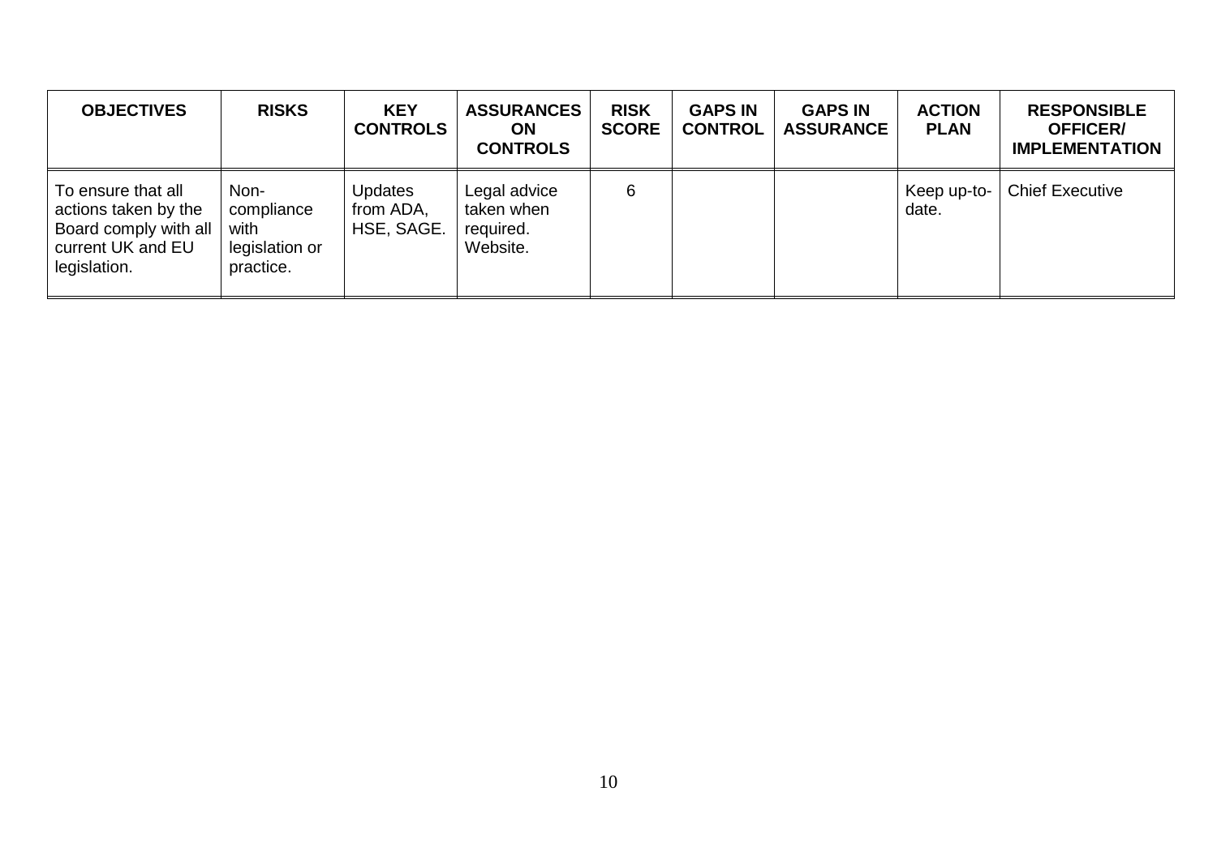| OBJECTIVES | RISKS | KEY CONTROLS | ASSURANCES ON CONTROLS | RISK SCORE | GAPS IN CONTROL | GAPS IN ASSURANCE | ACTION PLAN | RESPONSIBLE OFFICER/ IMPLEMENTATION |
|---|---|---|---|---|---|---|---|---|
| To ensure that all actions taken by the Board comply with all current UK and EU legislation. | Non-compliance with legislation or practice. | Updates from ADA, HSE, SAGE. | Legal advice taken when required. Website. | 6 | | | Keep up-to-date. | Chief Executive |